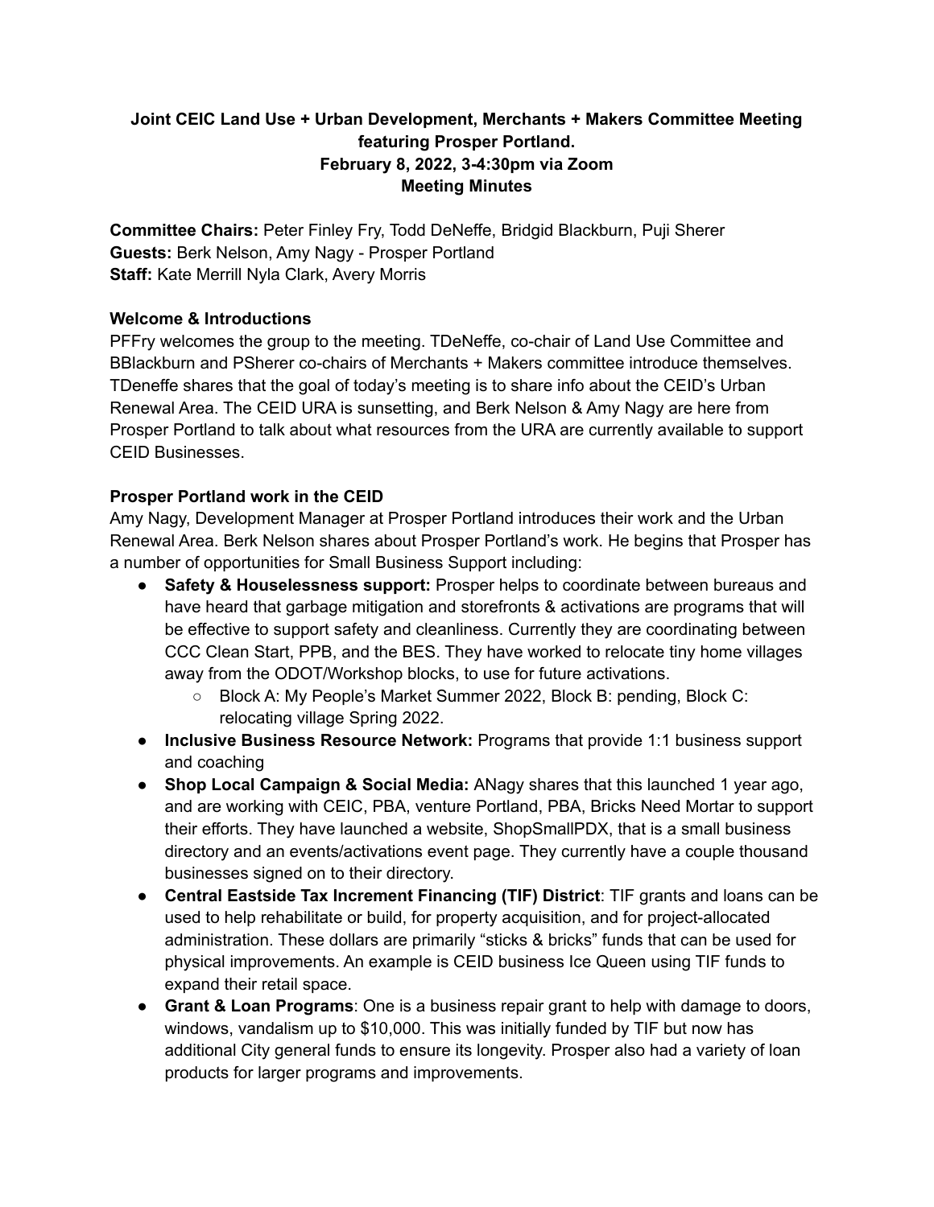**Joint CEIC Land Use + Urban Development, Merchants + Makers Committee Meeting featuring Prosper Portland.**
**February 8, 2022, 3-4:30pm via Zoom**
**Meeting Minutes**

**Committee Chairs:** Peter Finley Fry, Todd DeNeffe, Bridgid Blackburn, Puji Sherer
**Guests:** Berk Nelson, Amy Nagy - Prosper Portland
**Staff:** Kate Merrill Nyla Clark, Avery Morris

**Welcome & Introductions**

PFFry welcomes the group to the meeting. TDeNeffe, co-chair of Land Use Committee and BBlackburn and PSherer co-chairs of Merchants + Makers committee introduce themselves. TDeneffe shares that the goal of today's meeting is to share info about the CEID's Urban Renewal Area. The CEID URA is sunsetting, and Berk Nelson & Amy Nagy are here from Prosper Portland to talk about what resources from the URA are currently available to support CEID Businesses.

**Prosper Portland work in the CEID**

Amy Nagy, Development Manager at Prosper Portland introduces their work and the Urban Renewal Area. Berk Nelson shares about Prosper Portland's work. He begins that Prosper has a number of opportunities for Small Business Support including:

- **Safety & Houselessness support:** Prosper helps to coordinate between bureaus and have heard that garbage mitigation and storefronts & activations are programs that will be effective to support safety and cleanliness. Currently they are coordinating between CCC Clean Start, PPB, and the BES. They have worked to relocate tiny home villages away from the ODOT/Workshop blocks, to use for future activations.
    - Block A: My People's Market Summer 2022, Block B: pending, Block C: relocating village Spring 2022.
- **Inclusive Business Resource Network:** Programs that provide 1:1 business support and coaching
- **Shop Local Campaign & Social Media:** ANagy shares that this launched 1 year ago, and are working with CEIC, PBA, venture Portland, PBA, Bricks Need Mortar to support their efforts. They have launched a website, ShopSmallPDX, that is a small business directory and an events/activations event page. They currently have a couple thousand businesses signed on to their directory.
- **Central Eastside Tax Increment Financing (TIF) District**: TIF grants and loans can be used to help rehabilitate or build, for property acquisition, and for project-allocated administration. These dollars are primarily "sticks & bricks" funds that can be used for physical improvements. An example is CEID business Ice Queen using TIF funds to expand their retail space.
- **Grant & Loan Programs**: One is a business repair grant to help with damage to doors, windows, vandalism up to $10,000. This was initially funded by TIF but now has additional City general funds to ensure its longevity. Prosper also had a variety of loan products for larger programs and improvements.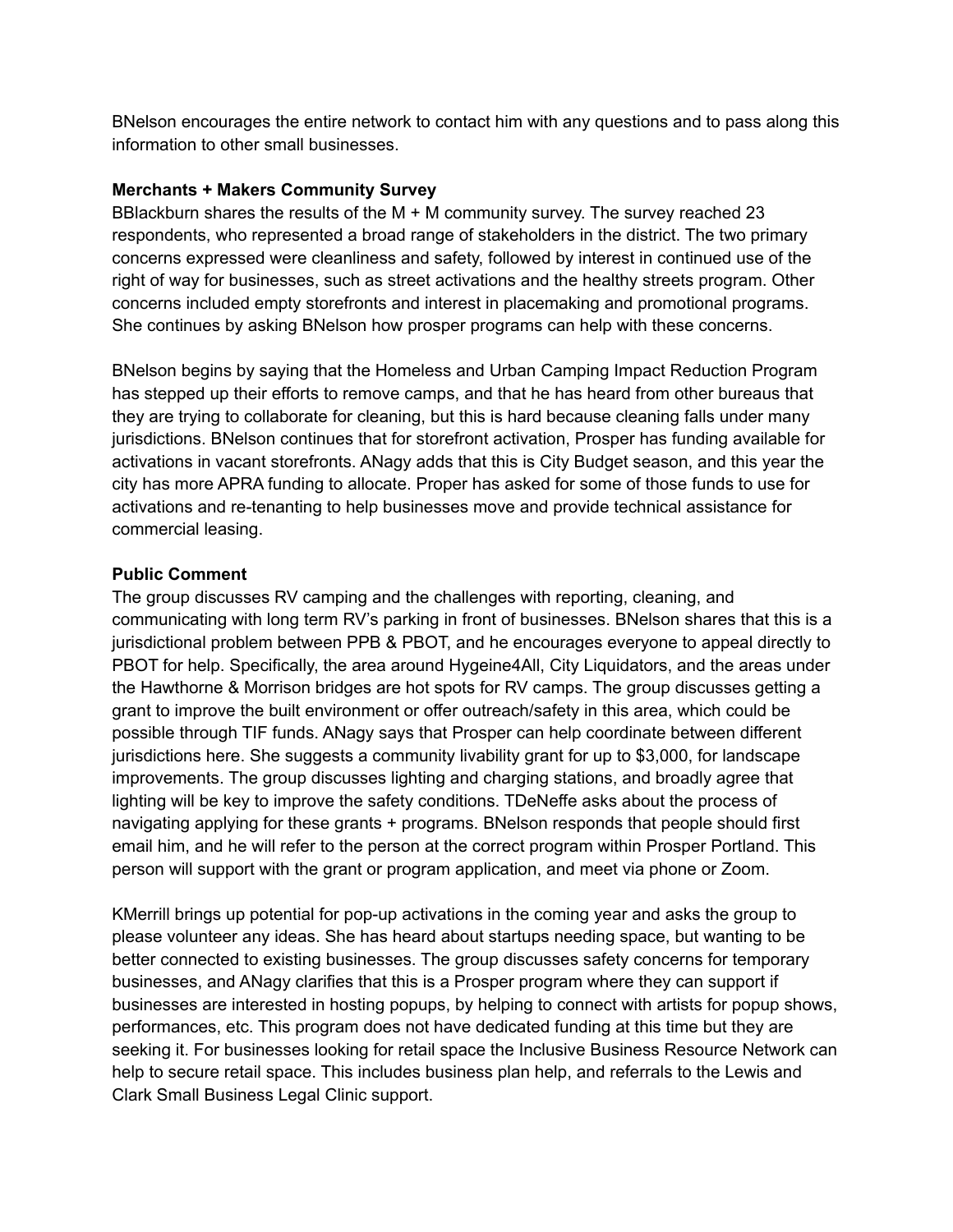BNelson encourages the entire network to contact him with any questions and to pass along this information to other small businesses.

**Merchants + Makers Community Survey**
BBlackburn shares the results of the M + M community survey. The survey reached 23 respondents, who represented a broad range of stakeholders in the district. The two primary concerns expressed were cleanliness and safety, followed by interest in continued use of the right of way for businesses, such as street activations and the healthy streets program. Other concerns included empty storefronts and interest in placemaking and promotional programs. She continues by asking BNelson how prosper programs can help with these concerns.

BNelson begins by saying that the Homeless and Urban Camping Impact Reduction Program has stepped up their efforts to remove camps, and that he has heard from other bureaus that they are trying to collaborate for cleaning, but this is hard because cleaning falls under many jurisdictions. BNelson continues that for storefront activation, Prosper has funding available for activations in vacant storefronts. ANagy adds that this is City Budget season, and this year the city has more APRA funding to allocate. Proper has asked for some of those funds to use for activations and re-tenanting to help businesses move and provide technical assistance for commercial leasing.

**Public Comment**
The group discusses RV camping and the challenges with reporting, cleaning, and communicating with long term RV's parking in front of businesses. BNelson shares that this is a jurisdictional problem between PPB & PBOT, and he encourages everyone to appeal directly to PBOT for help. Specifically, the area around Hygeine4All, City Liquidators, and the areas under the Hawthorne & Morrison bridges are hot spots for RV camps. The group discusses getting a grant to improve the built environment or offer outreach/safety in this area, which could be possible through TIF funds. ANagy says that Prosper can help coordinate between different jurisdictions here. She suggests a community livability grant for up to $3,000, for landscape improvements. The group discusses lighting and charging stations, and broadly agree that lighting will be key to improve the safety conditions. TDeNeffe asks about the process of navigating applying for these grants + programs. BNelson responds that people should first email him, and he will refer to the person at the correct program within Prosper Portland. This person will support with the grant or program application, and meet via phone or Zoom.

KMerrill brings up potential for pop-up activations in the coming year and asks the group to please volunteer any ideas. She has heard about startups needing space, but wanting to be better connected to existing businesses. The group discusses safety concerns for temporary businesses, and ANagy clarifies that this is a Prosper program where they can support if businesses are interested in hosting popups, by helping to connect with artists for popup shows, performances, etc. This program does not have dedicated funding at this time but they are seeking it. For businesses looking for retail space the Inclusive Business Resource Network can help to secure retail space. This includes business plan help, and referrals to the Lewis and Clark Small Business Legal Clinic support.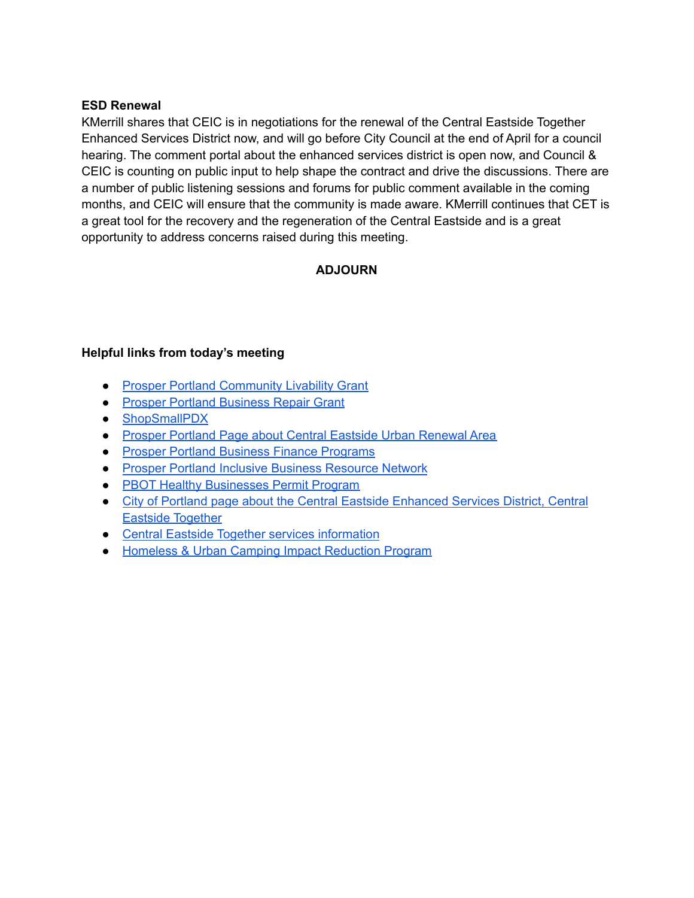**ESD Renewal**

KMerrill shares that CEIC is in negotiations for the renewal of the Central Eastside Together Enhanced Services District now, and will go before City Council at the end of April for a council hearing. The comment portal about the enhanced services district is open now, and Council & CEIC is counting on public input to help shape the contract and drive the discussions. There are a number of public listening sessions and forums for public comment available in the coming months, and CEIC will ensure that the community is made aware. KMerrill continues that CET is a great tool for the recovery and the regeneration of the Central Eastside and is a great opportunity to address concerns raised during this meeting.

**ADJOURN**

**Helpful links from today's meeting**

- Prosper Portland Community Livability Grant
- Prosper Portland Business Repair Grant
- ShopSmallPDX
- Prosper Portland Page about Central Eastside Urban Renewal Area
- Prosper Portland Business Finance Programs
- Prosper Portland Inclusive Business Resource Network
- PBOT Healthy Businesses Permit Program
- City of Portland page about the Central Eastside Enhanced Services District, Central Eastside Together
- Central Eastside Together services information
- Homeless & Urban Camping Impact Reduction Program